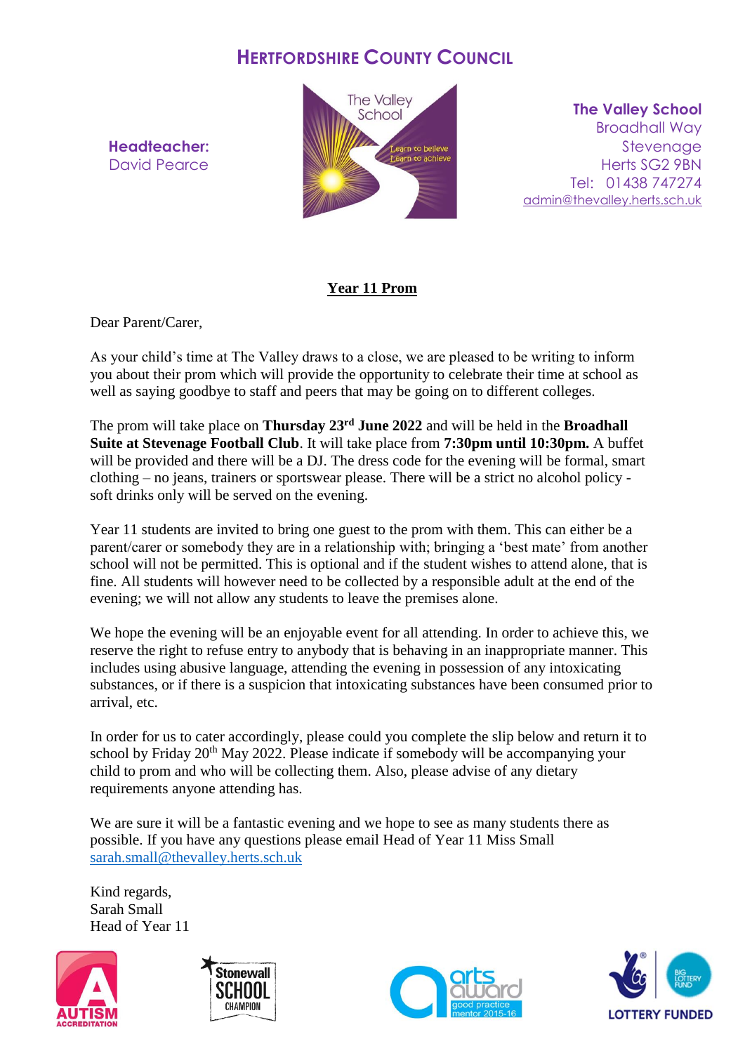**HERTFORDSHIRE COUNTY COUNCIL**

**Headteacher:**
David Pearce

**The Valley School**
Broadhall Way
Stevenage
Herts SG2 9BN
Tel: 01438 747274
admin@thevalley.herts.sch.uk

## Year 11 Prom

Dear Parent/Carer,

As your child's time at The Valley draws to a close, we are pleased to be writing to inform you about their prom which will provide the opportunity to celebrate their time at school as well as saying goodbye to staff and peers that may be going on to different colleges.

The prom will take place on **Thursday 23rd June 2022** and will be held in the **Broadhall Suite at Stevenage Football Club**. It will take place from **7:30pm until 10:30pm.** A buffet will be provided and there will be a DJ. The dress code for the evening will be formal, smart clothing – no jeans, trainers or sportswear please. There will be a strict no alcohol policy - soft drinks only will be served on the evening.

Year 11 students are invited to bring one guest to the prom with them. This can either be a parent/carer or somebody they are in a relationship with; bringing a 'best mate' from another school will not be permitted. This is optional and if the student wishes to attend alone, that is fine. All students will however need to be collected by a responsible adult at the end of the evening; we will not allow any students to leave the premises alone.

We hope the evening will be an enjoyable event for all attending. In order to achieve this, we reserve the right to refuse entry to anybody that is behaving in an inappropriate manner. This includes using abusive language, attending the evening in possession of any intoxicating substances, or if there is a suspicion that intoxicating substances have been consumed prior to arrival, etc.

In order for us to cater accordingly, please could you complete the slip below and return it to school by Friday 20th May 2022. Please indicate if somebody will be accompanying your child to prom and who will be collecting them. Also, please advise of any dietary requirements anyone attending has.

We are sure it will be a fantastic evening and we hope to see as many students there as possible. If you have any questions please email Head of Year 11 Miss Small sarah.small@thevalley.herts.sch.uk

Kind regards,
Sarah Small
Head of Year 11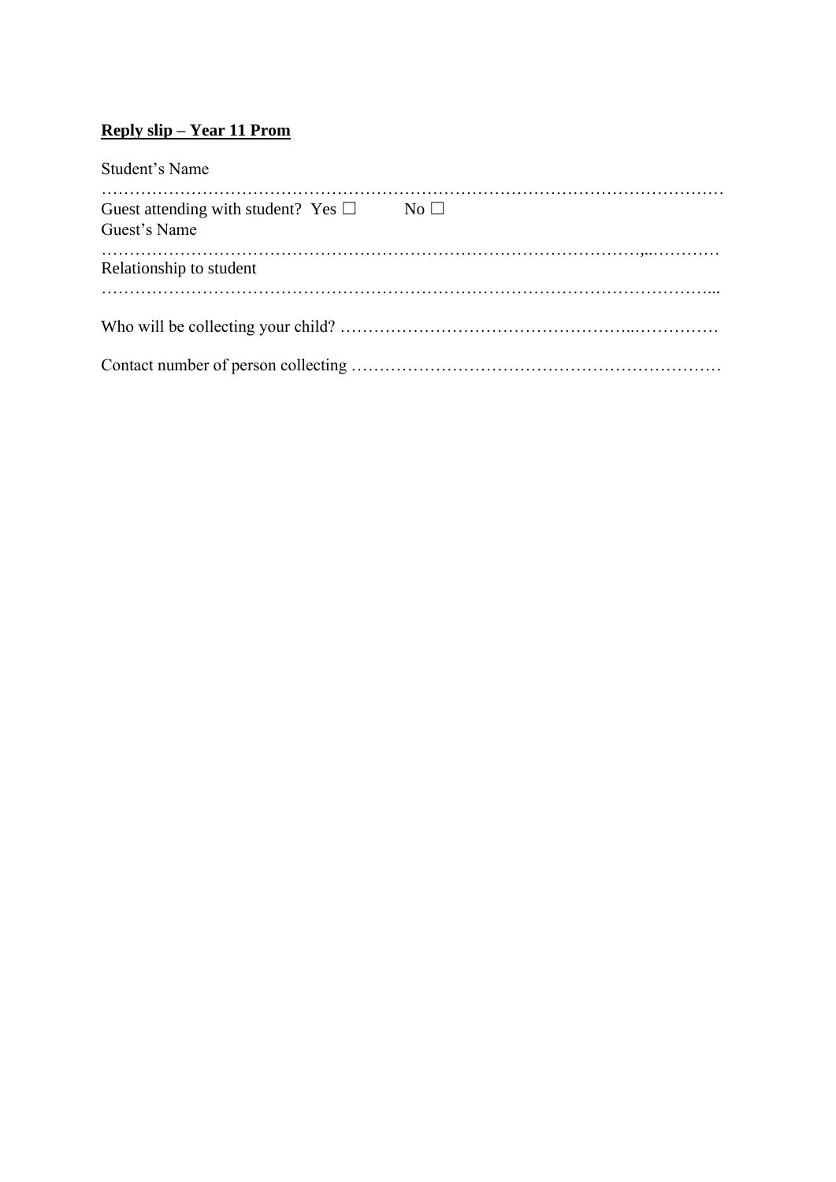**<u>Reply slip – Year 11 Prom</u>**

Student's Name

……………………………………………………………………………………………

Guest attending with student? Yes ☐ No ☐

Guest's Name

…………………………………………………………………………………,..…………

Relationship to student

…………………………………………………………………………………………...

Who will be collecting your child? …………………………………………...……………

Contact number of person collecting …………………………………………………………